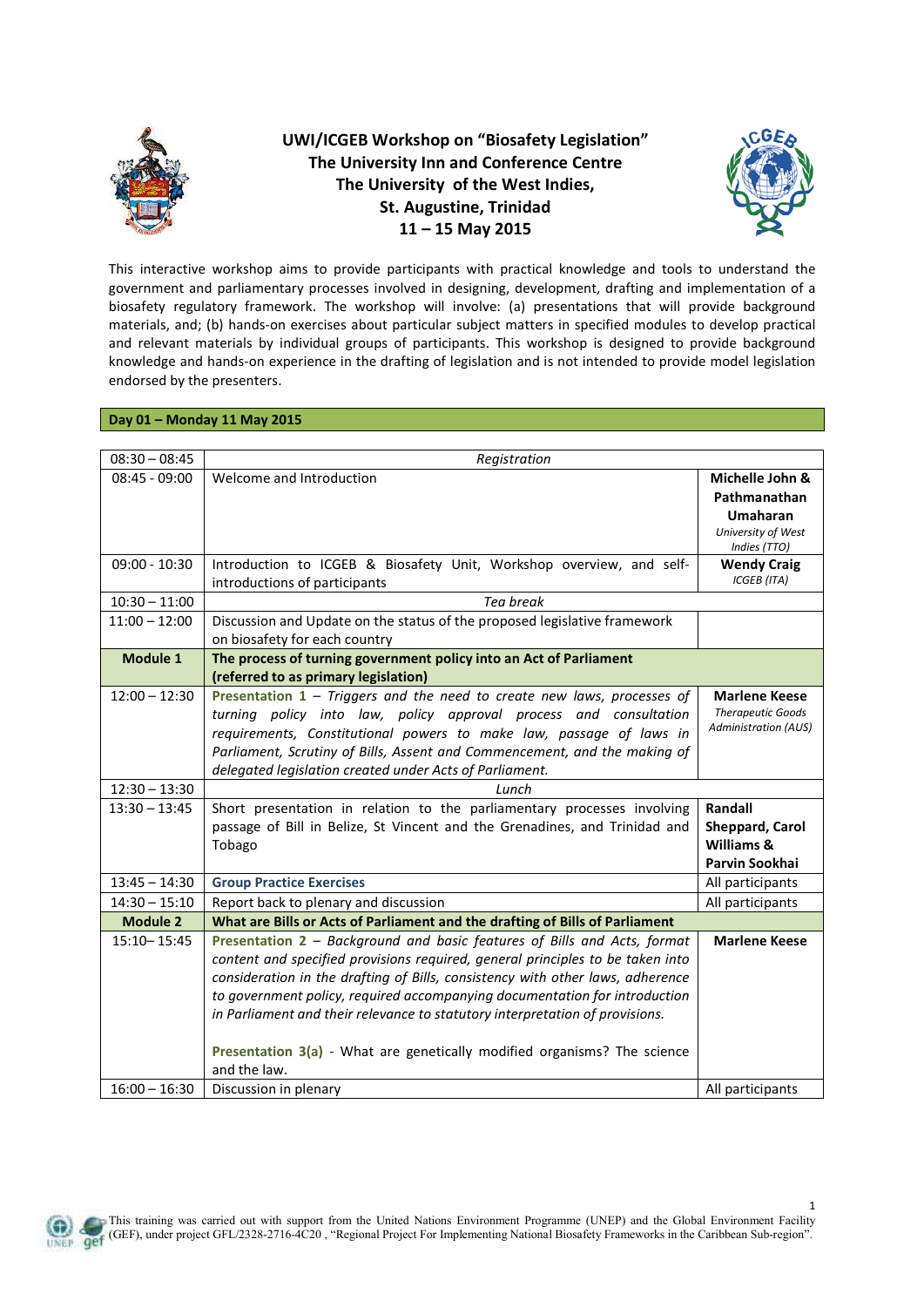# UWI/ICGEB Workshop on "Biosafety Legislation"

**The University Inn and Conference Centre**
**The University of the West Indies,**
**St. Augustine, Trinidad**
**11 – 15 May 2015**

This interactive workshop aims to provide participants with practical knowledge and tools to understand the government and parliamentary processes involved in designing, development, drafting and implementation of a biosafety regulatory framework. The workshop will involve: (a) presentations that will provide background materials, and; (b) hands-on exercises about particular subject matters in specified modules to develop practical and relevant materials by individual groups of participants. This workshop is designed to provide background knowledge and hands-on experience in the drafting of legislation and is not intended to provide model legislation endorsed by the presenters.

## Day 01 – Monday 11 May 2015

| Time | Session | Presenter |
|---|---|---|
| 08:30 – 08:45 | *Registration* | |
| 08:45 - 09:00 | Welcome and Introduction | **Michelle John & Pathmanathan Umaharan** *University of West Indies (TTO)* |
| 09:00 - 10:30 | Introduction to ICGEB & Biosafety Unit, Workshop overview, and self-introductions of participants | **Wendy Craig** *ICGEB (ITA)* |
| 10:30 – 11:00 | *Tea break* | |
| 11:00 – 12:00 | Discussion and Update on the status of the proposed legislative framework on biosafety for each country | |
| **Module 1** | **The process of turning government policy into an Act of Parliament (referred to as primary legislation)** | |
| 12:00 – 12:30 | **Presentation 1** – *Triggers and the need to create new laws, processes of turning policy into law, policy approval process and consultation requirements, Constitutional powers to make law, passage of laws in Parliament, Scrutiny of Bills, Assent and Commencement, and the making of delegated legislation created under Acts of Parliament.* | **Marlene Keese** *Therapeutic Goods Administration (AUS)* |
| 12:30 – 13:30 | *Lunch* | |
| 13:30 – 13:45 | Short presentation in relation to the parliamentary processes involving passage of Bill in Belize, St Vincent and the Grenadines, and Trinidad and Tobago | **Randall Sheppard, Carol Williams & Parvin Sookhai** |
| 13:45 – 14:30 | **Group Practice Exercises** | All participants |
| 14:30 – 15:10 | Report back to plenary and discussion | All participants |
| **Module 2** | **What are Bills or Acts of Parliament and the drafting of Bills of Parliament** | |
| 15:10– 15:45 | **Presentation 2** – *Background and basic features of Bills and Acts, format content and specified provisions required, general principles to be taken into consideration in the drafting of Bills, consistency with other laws, adherence to government policy, required accompanying documentation for introduction in Parliament and their relevance to statutory interpretation of provisions.*<br><br>**Presentation 3(a)** - What are genetically modified organisms? The science and the law. | **Marlene Keese** |
| 16:00 – 16:30 | Discussion in plenary | All participants |

This training was carried out with support from the United Nations Environment Programme (UNEP) and the Global Environment Facility (GEF), under project GFL/2328-2716-4C20 , "Regional Project For Implementing National Biosafety Frameworks in the Caribbean Sub-region".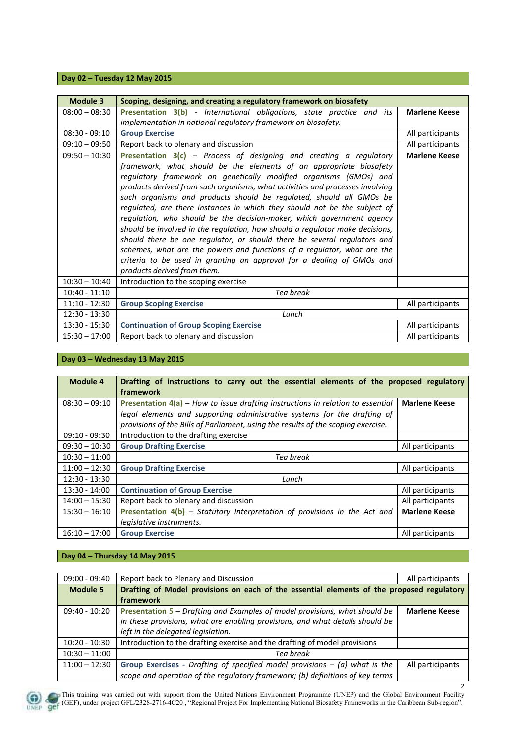## Day 02 – Tuesday 12 May 2015

| Module 3 | Scoping, designing, and creating a regulatory framework on biosafety | |
|---|---|---|
| 08:00 – 08:30 | **Presentation 3(b)** - *International obligations, state practice and its implementation in national regulatory framework on biosafety.* | **Marlene Keese** |
| 08:30 - 09:10 | **Group Exercise** | All participants |
| 09:10 – 09:50 | Report back to plenary and discussion | All participants |
| 09:50 – 10:30 | **Presentation 3(c)** – *Process of designing and creating a regulatory framework, what should be the elements of an appropriate biosafety regulatory framework on genetically modified organisms (GMOs) and products derived from such organisms, what activities and processes involving such organisms and products should be regulated, should all GMOs be regulated, are there instances in which they should not be the subject of regulation, who should be the decision-maker, which government agency should be involved in the regulation, how should a regulator make decisions, should there be one regulator, or should there be several regulators and schemes, what are the powers and functions of a regulator, what are the criteria to be used in granting an approval for a dealing of GMOs and products derived from them.* | **Marlene Keese** |
| 10:30 – 10:40 | Introduction to the scoping exercise | |
| 10:40 - 11:10 | *Tea break* | |
| 11:10 - 12:30 | **Group Scoping Exercise** | All participants |
| 12:30 - 13:30 | *Lunch* | |
| 13:30 - 15:30 | **Continuation of Group Scoping Exercise** | All participants |
| 15:30 – 17:00 | Report back to plenary and discussion | All participants |

## Day 03 – Wednesday 13 May 2015

| Module 4 | Drafting of instructions to carry out the essential elements of the proposed regulatory framework | |
|---|---|---|
| 08:30 – 09:10 | **Presentation 4(a)** – *How to issue drafting instructions in relation to essential legal elements and supporting administrative systems for the drafting of provisions of the Bills of Parliament, using the results of the scoping exercise.* | **Marlene Keese** |
| 09:10 - 09:30 | Introduction to the drafting exercise | |
| 09:30 – 10:30 | **Group Drafting Exercise** | All participants |
| 10:30 – 11:00 | *Tea break* | |
| 11:00 – 12:30 | **Group Drafting Exercise** | All participants |
| 12:30 - 13:30 | *Lunch* | |
| 13:30 - 14:00 | **Continuation of Group Exercise** | All participants |
| 14:00 – 15:30 | Report back to plenary and discussion | All participants |
| 15:30 – 16:10 | **Presentation 4(b)** – *Statutory Interpretation of provisions in the Act and legislative instruments.* | **Marlene Keese** |
| 16:10 – 17:00 | **Group Exercise** | All participants |

## Day 04 – Thursday 14 May 2015

| 09:00 - 09:40 | Report back to Plenary and Discussion | All participants |
|---|---|---|
| **Module 5** | **Drafting of Model provisions on each of the essential elements of the proposed regulatory framework** | |
| 09:40 - 10:20 | **Presentation 5** – *Drafting and Examples of model provisions, what should be in these provisions, what are enabling provisions, and what details should be left in the delegated legislation.* | **Marlene Keese** |
| 10:20 - 10:30 | Introduction to the drafting exercise and the drafting of model provisions | |
| 10:30 – 11:00 | *Tea break* | |
| 11:00 – 12:30 | **Group Exercises** - *Drafting of specified model provisions – (a) what is the scope and operation of the regulatory framework; (b) definitions of key terms* | All participants |

This training was carried out with support from the United Nations Environment Programme (UNEP) and the Global Environment Facility (GEF), under project GFL/2328-2716-4C20 , "Regional Project For Implementing National Biosafety Frameworks in the Caribbean Sub-region".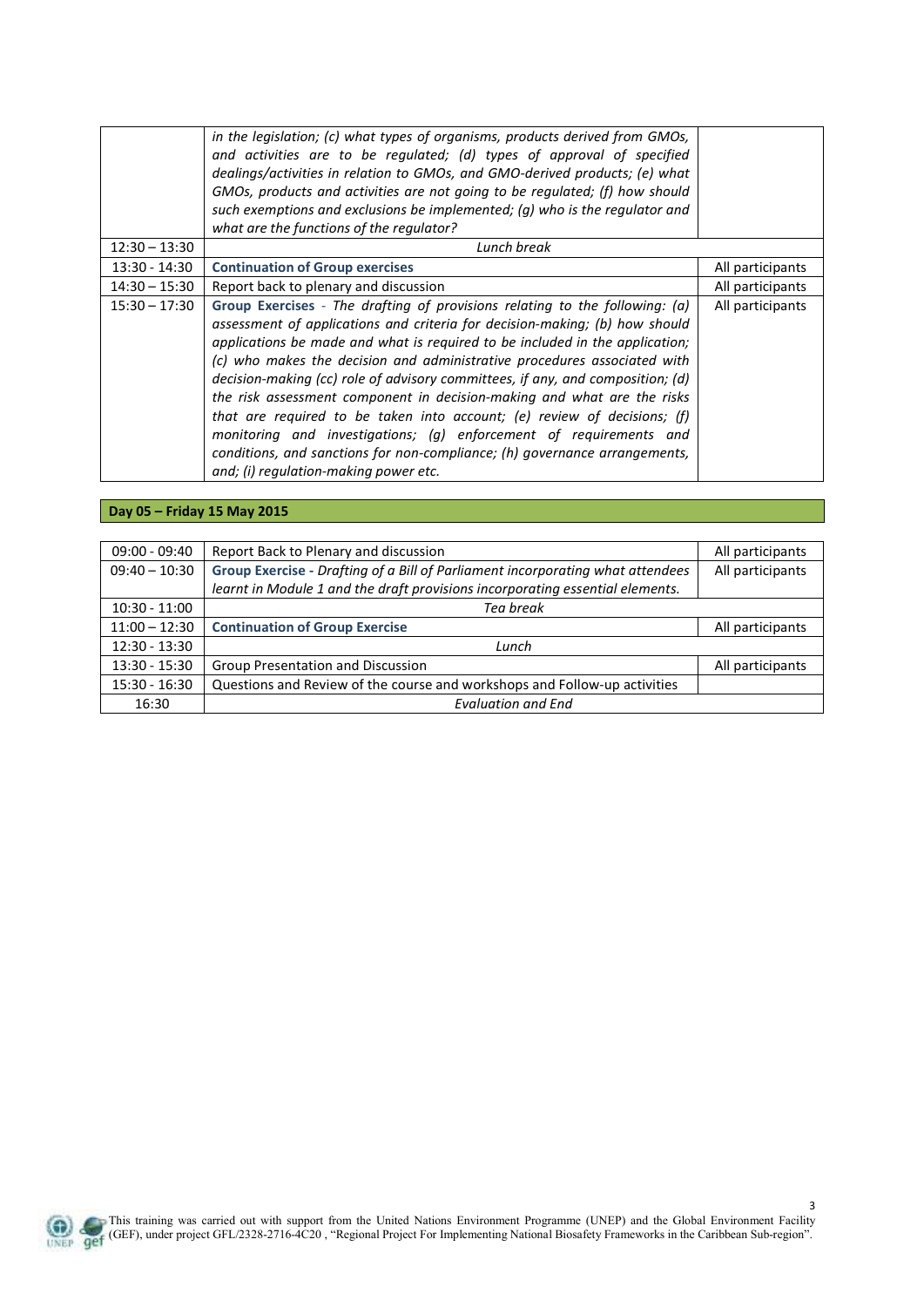| | | |
|---|---|---|
| | *in the legislation; (c) what types of organisms, products derived from GMOs, and activities are to be regulated; (d) types of approval of specified dealings/activities in relation to GMOs, and GMO-derived products; (e) what GMOs, products and activities are not going to be regulated; (f) how should such exemptions and exclusions be implemented; (g) who is the regulator and what are the functions of the regulator?* | |
| 12:30 – 13:30 | *Lunch break* | |
| 13:30 - 14:30 | **Continuation of Group exercises** | All participants |
| 14:30 – 15:30 | Report back to plenary and discussion | All participants |
| 15:30 – 17:30 | **Group Exercises** - *The drafting of provisions relating to the following: (a) assessment of applications and criteria for decision-making; (b) how should applications be made and what is required to be included in the application; (c) who makes the decision and administrative procedures associated with decision-making (cc) role of advisory committees, if any, and composition; (d) the risk assessment component in decision-making and what are the risks that are required to be taken into account; (e) review of decisions; (f) monitoring and investigations; (g) enforcement of requirements and conditions, and sanctions for non-compliance; (h) governance arrangements, and; (i) regulation-making power etc.* | All participants |

**Day 05 – Friday 15 May 2015**

| | | |
|---|---|---|
| 09:00 - 09:40 | Report Back to Plenary and discussion | All participants |
| 09:40 – 10:30 | **Group Exercise** - *Drafting of a Bill of Parliament incorporating what attendees learnt in Module 1 and the draft provisions incorporating essential elements.* | All participants |
| 10:30 - 11:00 | *Tea break* | |
| 11:00 – 12:30 | **Continuation of Group Exercise** | All participants |
| 12:30 - 13:30 | *Lunch* | |
| 13:30 - 15:30 | Group Presentation and Discussion | All participants |
| 15:30 - 16:30 | Questions and Review of the course and workshops and Follow-up activities | |
| 16:30 | *Evaluation and End* | |

This training was carried out with support from the United Nations Environment Programme (UNEP) and the Global Environment Facility (GEF), under project GFL/2328-2716-4C20 , "Regional Project For Implementing National Biosafety Frameworks in the Caribbean Sub-region".